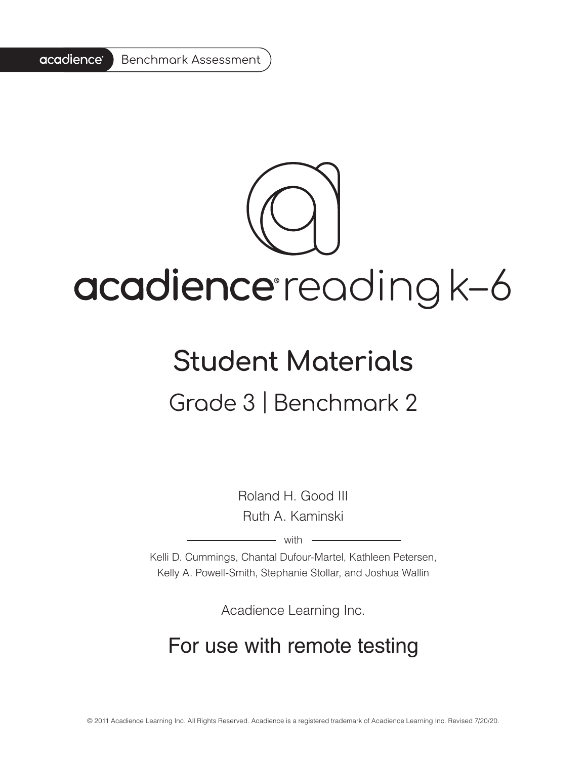acadience® Benchmark Assessment

# acadience® reading k–6

## Student Materials

### Grade 3 | Benchmark 2

Roland H. Good III
Ruth A. Kaminski

with

Kelli D. Cummings, Chantal Dufour-Martel, Kathleen Petersen,
Kelly A. Powell-Smith, Stephanie Stollar, and Joshua Wallin

Acadience Learning Inc.

## For use with remote testing

© 2011 Acadience Learning Inc. All Rights Reserved. Acadience is a registered trademark of Acadience Learning Inc. Revised 7/20/20.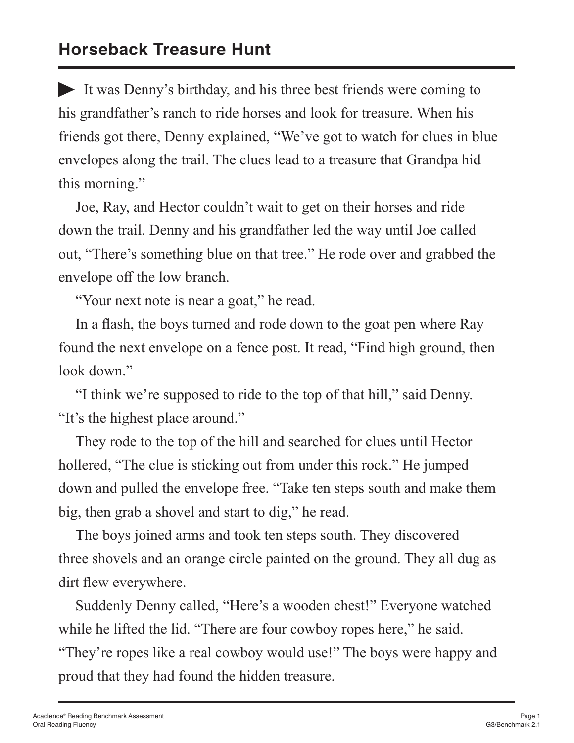## Horseback Treasure Hunt

▶ It was Denny's birthday, and his three best friends were coming to his grandfather's ranch to ride horses and look for treasure. When his friends got there, Denny explained, "We've got to watch for clues in blue envelopes along the trail. The clues lead to a treasure that Grandpa hid this morning."

Joe, Ray, and Hector couldn't wait to get on their horses and ride down the trail. Denny and his grandfather led the way until Joe called out, "There's something blue on that tree." He rode over and grabbed the envelope off the low branch.

"Your next note is near a goat," he read.

In a flash, the boys turned and rode down to the goat pen where Ray found the next envelope on a fence post. It read, "Find high ground, then look down."

"I think we're supposed to ride to the top of that hill," said Denny. "It's the highest place around."

They rode to the top of the hill and searched for clues until Hector hollered, "The clue is sticking out from under this rock." He jumped down and pulled the envelope free. "Take ten steps south and make them big, then grab a shovel and start to dig," he read.

The boys joined arms and took ten steps south. They discovered three shovels and an orange circle painted on the ground. They all dug as dirt flew everywhere.

Suddenly Denny called, "Here's a wooden chest!" Everyone watched while he lifted the lid. "There are four cowboy ropes here," he said. "They're ropes like a real cowboy would use!" The boys were happy and proud that they had found the hidden treasure.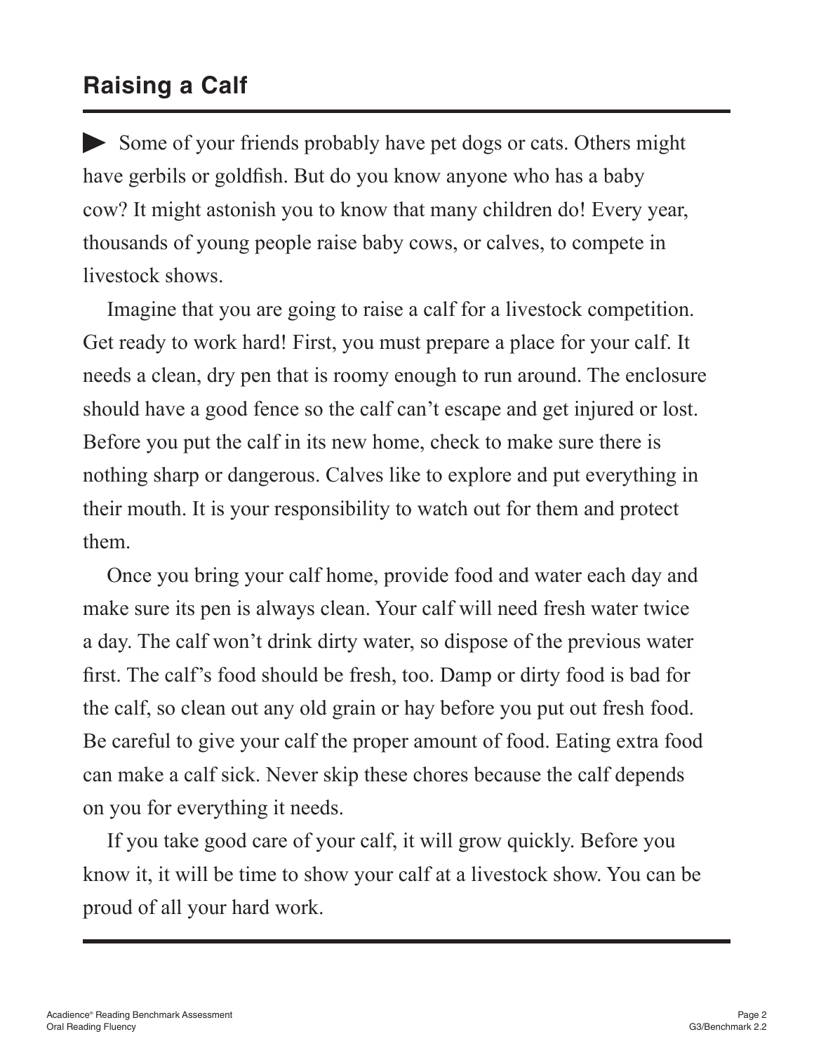## Raising a Calf

▶ Some of your friends probably have pet dogs or cats. Others might have gerbils or goldfish. But do you know anyone who has a baby cow? It might astonish you to know that many children do! Every year, thousands of young people raise baby cows, or calves, to compete in livestock shows.

Imagine that you are going to raise a calf for a livestock competition. Get ready to work hard! First, you must prepare a place for your calf. It needs a clean, dry pen that is roomy enough to run around. The enclosure should have a good fence so the calf can't escape and get injured or lost. Before you put the calf in its new home, check to make sure there is nothing sharp or dangerous. Calves like to explore and put everything in their mouth. It is your responsibility to watch out for them and protect them.

Once you bring your calf home, provide food and water each day and make sure its pen is always clean. Your calf will need fresh water twice a day. The calf won't drink dirty water, so dispose of the previous water first. The calf's food should be fresh, too. Damp or dirty food is bad for the calf, so clean out any old grain or hay before you put out fresh food. Be careful to give your calf the proper amount of food. Eating extra food can make a calf sick. Never skip these chores because the calf depends on you for everything it needs.

If you take good care of your calf, it will grow quickly. Before you know it, it will be time to show your calf at a livestock show. You can be proud of all your hard work.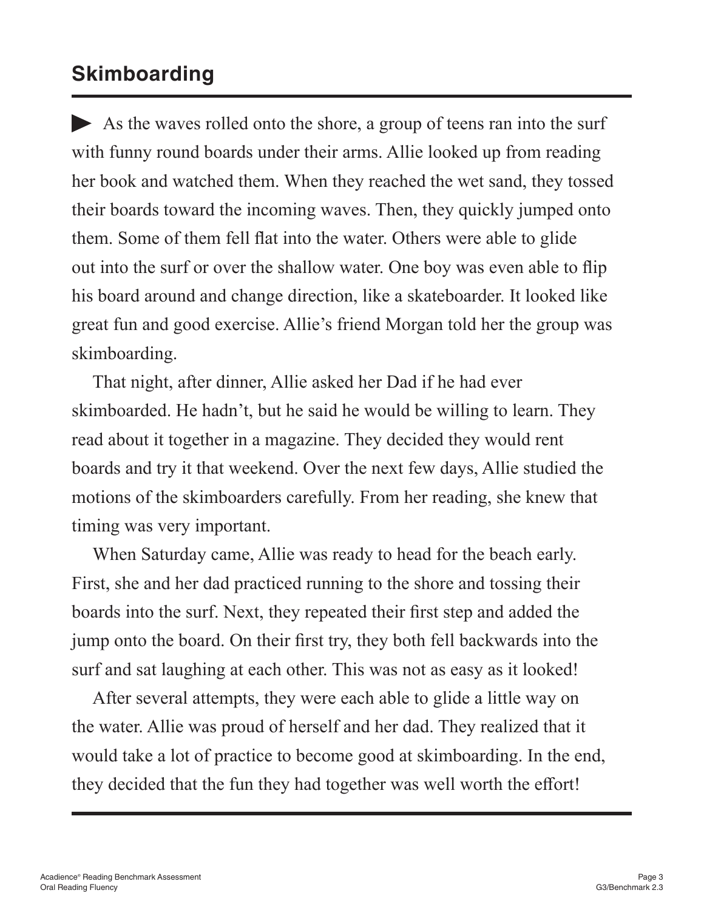## Skimboarding

▶ As the waves rolled onto the shore, a group of teens ran into the surf with funny round boards under their arms. Allie looked up from reading her book and watched them. When they reached the wet sand, they tossed their boards toward the incoming waves. Then, they quickly jumped onto them. Some of them fell flat into the water. Others were able to glide out into the surf or over the shallow water. One boy was even able to flip his board around and change direction, like a skateboarder. It looked like great fun and good exercise. Allie's friend Morgan told her the group was skimboarding.

That night, after dinner, Allie asked her Dad if he had ever skimboarded. He hadn't, but he said he would be willing to learn. They read about it together in a magazine. They decided they would rent boards and try it that weekend. Over the next few days, Allie studied the motions of the skimboarders carefully. From her reading, she knew that timing was very important.

When Saturday came, Allie was ready to head for the beach early. First, she and her dad practiced running to the shore and tossing their boards into the surf. Next, they repeated their first step and added the jump onto the board. On their first try, they both fell backwards into the surf and sat laughing at each other. This was not as easy as it looked!

After several attempts, they were each able to glide a little way on the water. Allie was proud of herself and her dad. They realized that it would take a lot of practice to become good at skimboarding. In the end, they decided that the fun they had together was well worth the effort!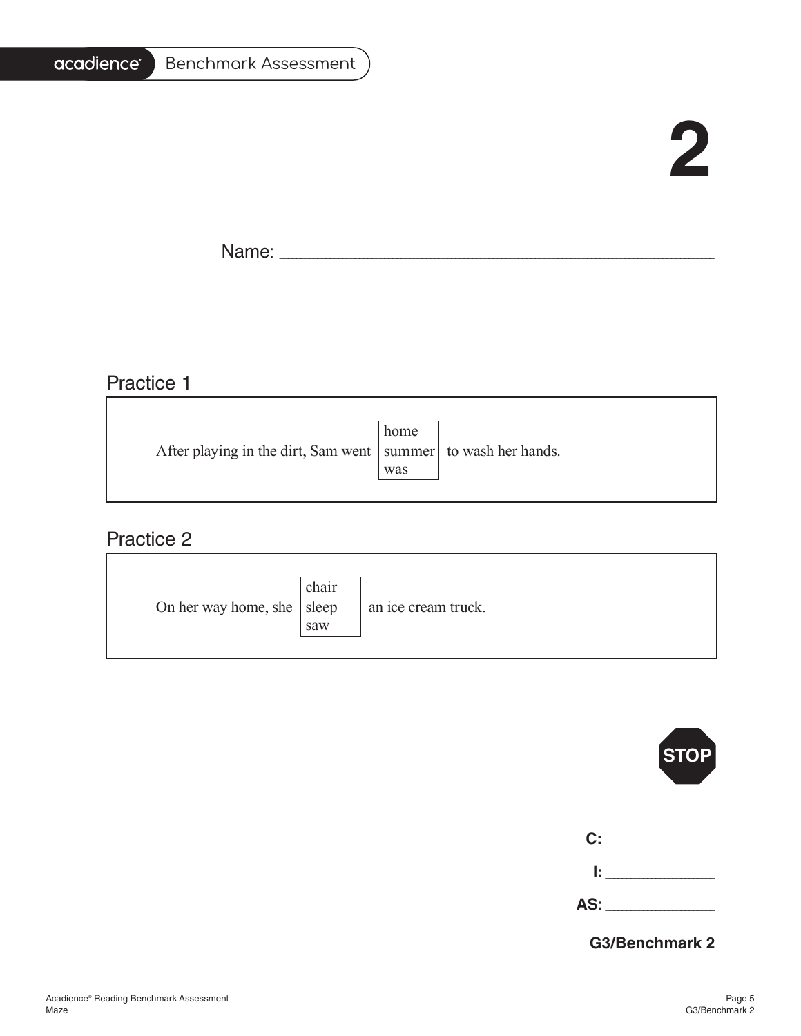# 2

Name: ____________________________________________

## Practice 1

After playing in the dirt, Sam went [home / summer / was] to wash her hands.

## Practice 2

On her way home, she [chair / sleep / saw] an ice cream truck.

STOP

**C:** ____________

**I:** ____________

**AS:** ____________

**G3/Benchmark 2**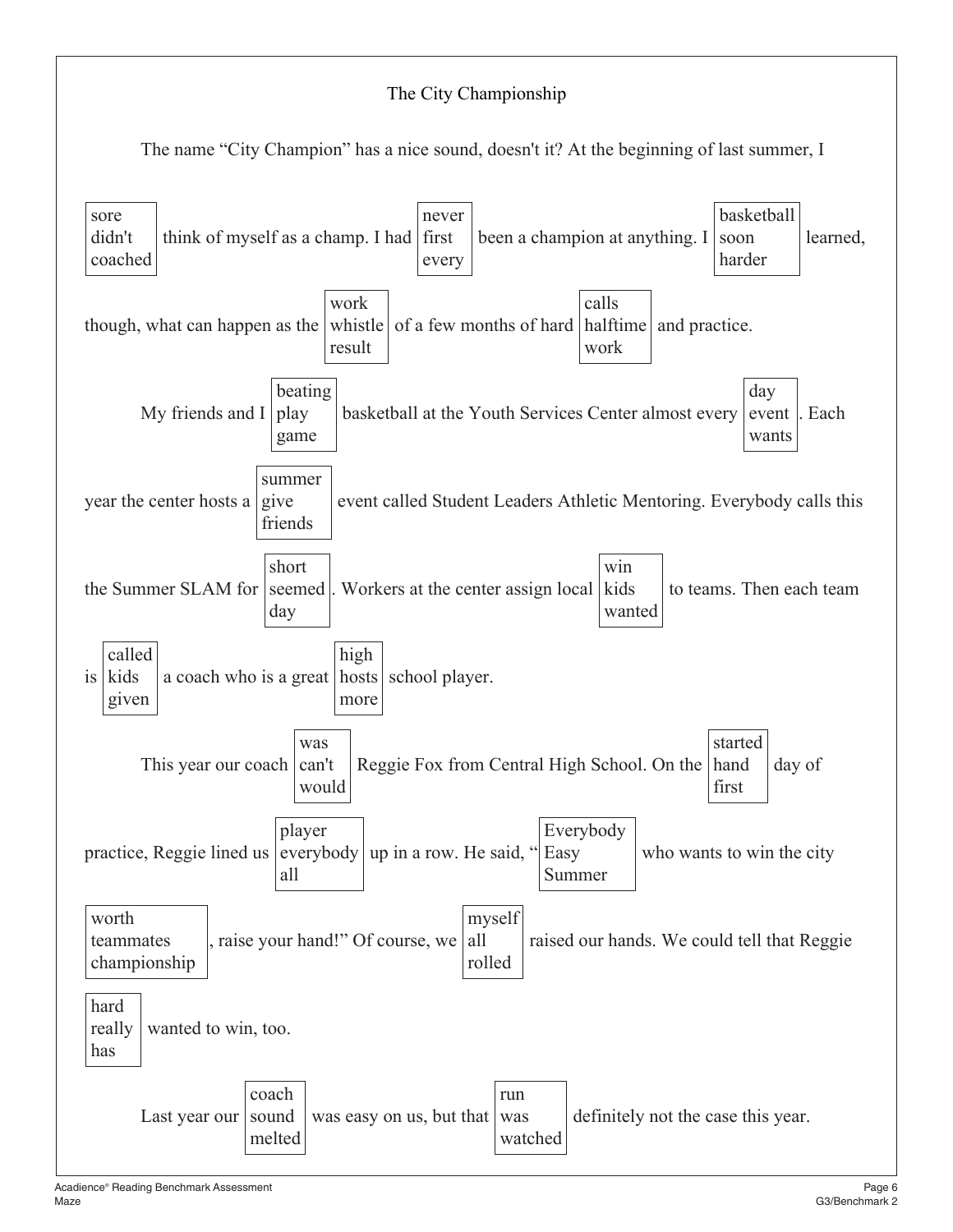# The City Championship

The name "City Champion" has a nice sound, doesn't it? At the beginning of last summer, I [sore / didn't / coached] think of myself as a champ. I had [never / first / every] been a champion at anything. I [basketball / soon / harder] learned, though, what can happen as the [work / whistle / result] of a few months of hard [calls / halftime / work] and practice.

My friends and I [beating / play / game] basketball at the Youth Services Center almost every [day / event / wants]. Each year the center hosts a [summer / give / friends] event called Student Leaders Athletic Mentoring. Everybody calls this the Summer SLAM for [short / seemed / day]. Workers at the center assign local [win / kids / wanted] to teams. Then each team is [called / kids / given] a coach who is a great [high / hosts / more] school player.

This year our coach [was / can't / would] Reggie Fox from Central High School. On the [started / hand / first] day of practice, Reggie lined us [player / everybody / all] up in a row. He said, "[Everybody / Easy / Summer] who wants to win the city [worth / teammates / championship], raise your hand!" Of course, we [myself / all / rolled] raised our hands. We could tell that Reggie [hard / really / has] wanted to win, too.

Last year our [coach / sound / melted] was easy on us, but that [run / was / watched] definitely not the case this year.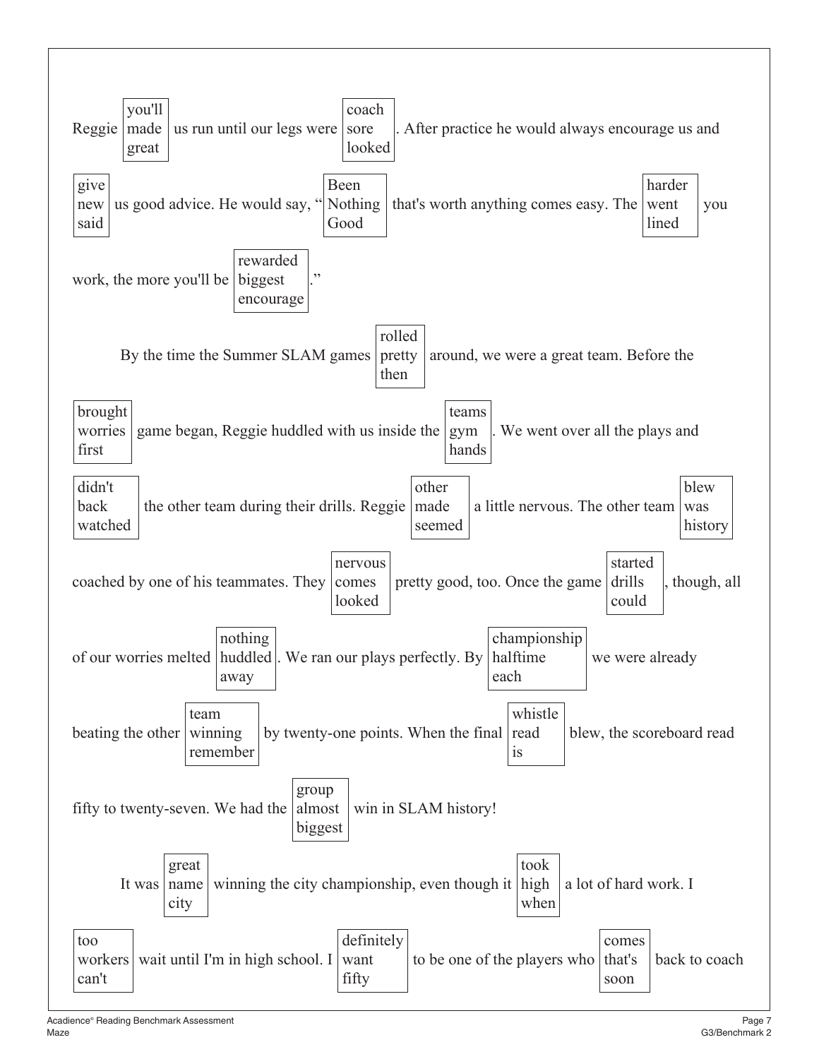Reggie [you'll / made / great] us run until our legs were [coach / sore / looked]. After practice he would always encourage us and [give / new / said] us good advice. He would say, "[Been / Nothing / Good] that's worth anything comes easy. The [harder / went / lined] you work, the more you'll be [rewarded / biggest / encourage]."

By the time the Summer SLAM games [rolled / pretty / then] around, we were a great team. Before the [brought / worries / first] game began, Reggie huddled with us inside the [teams / gym / hands]. We went over all the plays and [didn't / back / watched] the other team during their drills. Reggie [other / made / seemed] a little nervous. The other team [blew / was / history] coached by one of his teammates. They [nervous / comes / looked] pretty good, too. Once the game [started / drills / could], though, all of our worries melted [nothing / huddled / away]. We ran our plays perfectly. By [championship / halftime / each] we were already beating the other [team / winning / remember] by twenty-one points. When the final [whistle / read / is] blew, the scoreboard read fifty to twenty-seven. We had the [group / almost / biggest] win in SLAM history!

It was [great / name / city] winning the city championship, even though it [took / high / when] a lot of hard work. I [too / workers / can't] wait until I'm in high school. I [definitely / want / fifty] to be one of the players who [comes / that's / soon] back to coach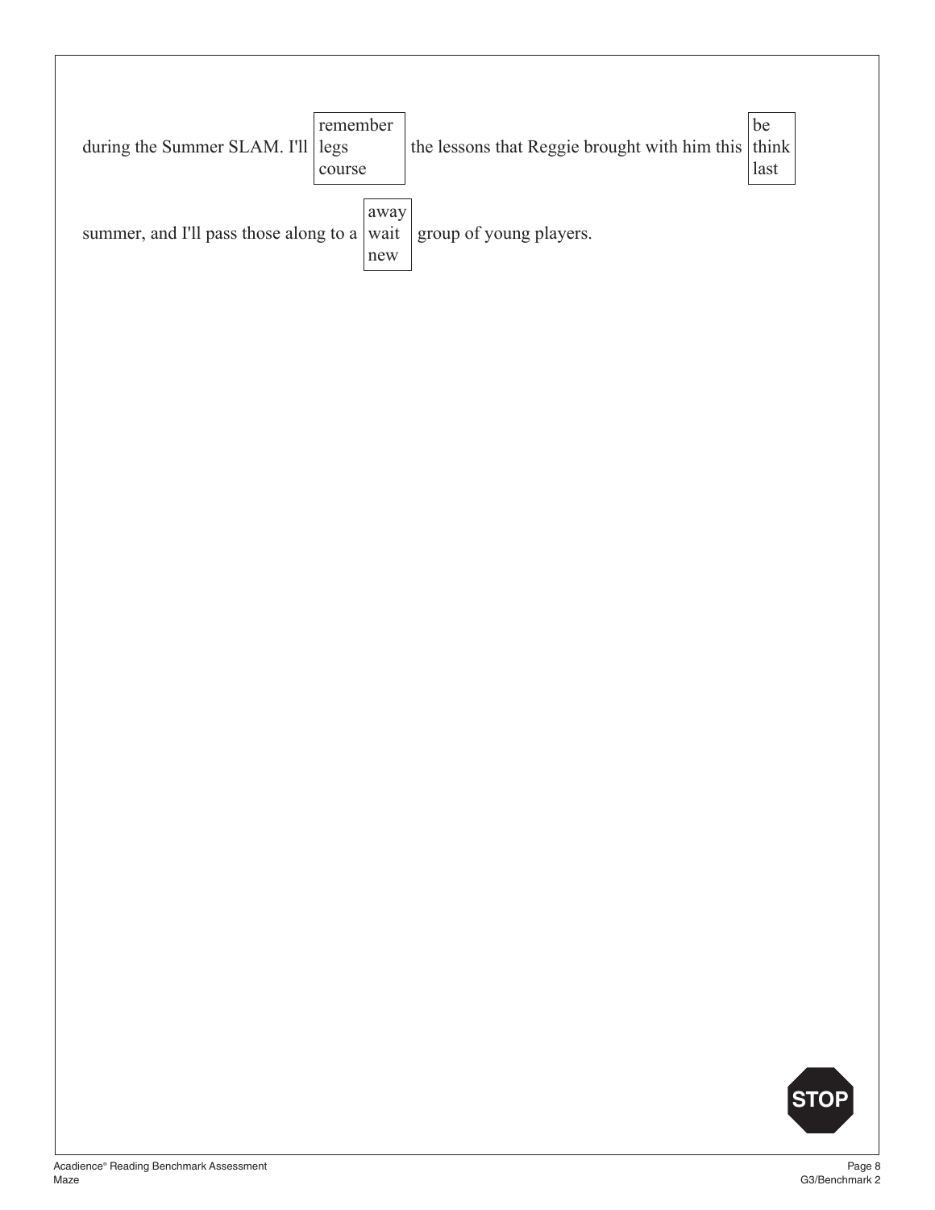during the Summer SLAM. I'll [remember / legs / course] the lessons that Reggie brought with him this [be / think / last] summer, and I'll pass those along to a [away / wait / new] group of young players.

STOP